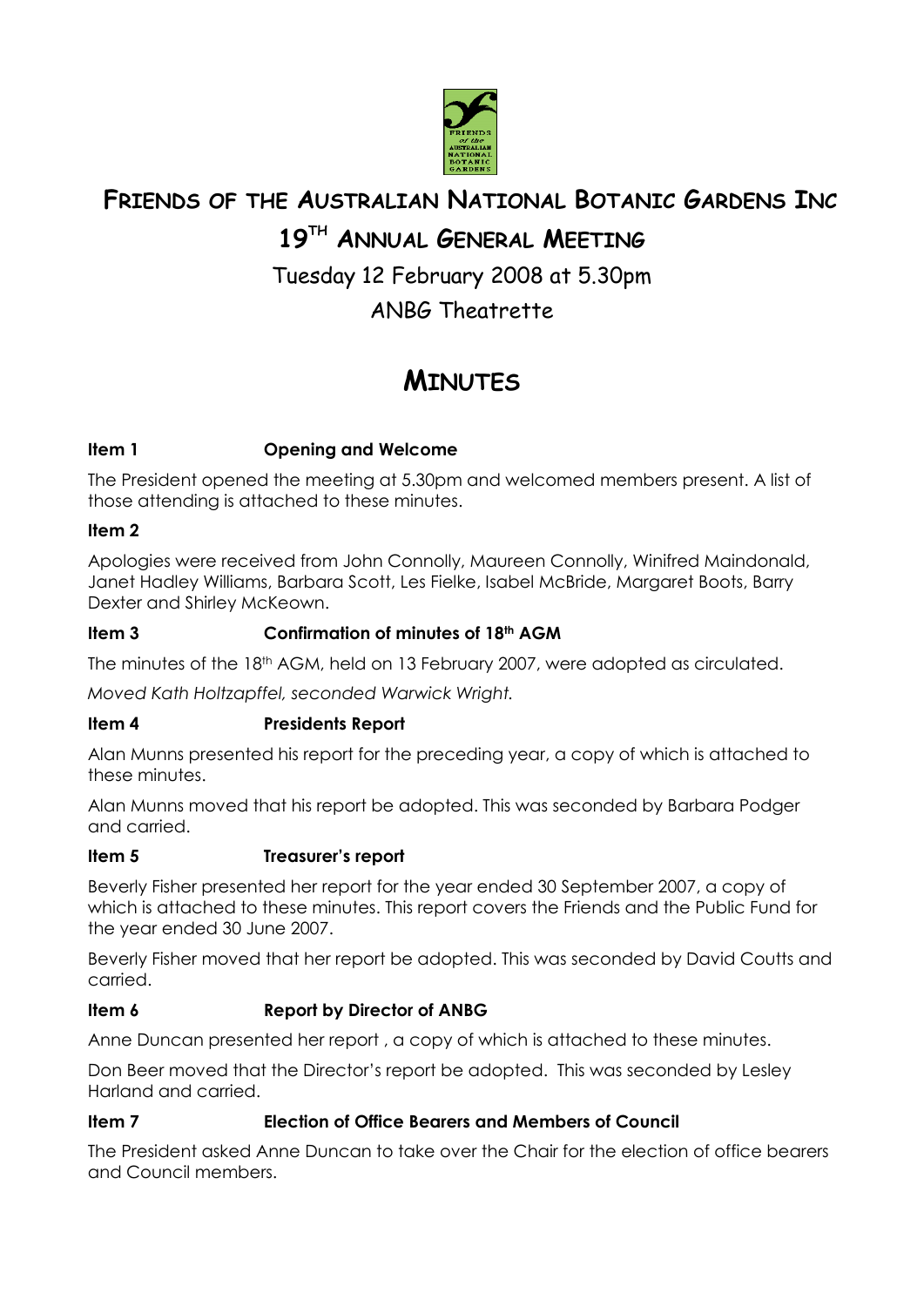# FRIENDS OF THE AUSTRALIAN NATIONAL BOTANIC GARDENS INC

## 19TH ANNUAL GENERAL MEETING

Tuesday 12 February 2008 at 5.30pm

ANBG Theatrette

# MINUTES

### Item 1 Opening and Welcome

The President opened the meeting at 5.30pm and welcomed members present. A list of those attending is attached to these minutes.

### Item 2

Apologies were received from John Connolly, Maureen Connolly, Winifred Maindonald, Janet Hadley Williams, Barbara Scott, Les Fielke, Isabel McBride, Margaret Boots, Barry Dexter and Shirley McKeown.

### Item 3 Confirmation of minutes of 18th AGM

The minutes of the 18th AGM, held on 13 February 2007, were adopted as circulated.

*Moved Kath Holtzapffel, seconded Warwick Wright.*

### Item 4 Presidents Report

Alan Munns presented his report for the preceding year, a copy of which is attached to these minutes.

Alan Munns moved that his report be adopted. This was seconded by Barbara Podger and carried.

### Item 5 Treasurer's report

Beverly Fisher presented her report for the year ended 30 September 2007, a copy of which is attached to these minutes. This report covers the Friends and the Public Fund for the year ended 30 June 2007.

Beverly Fisher moved that her report be adopted. This was seconded by David Coutts and carried.

### Item 6 Report by Director of ANBG

Anne Duncan presented her report , a copy of which is attached to these minutes.

Don Beer moved that the Director's report be adopted. This was seconded by Lesley Harland and carried.

### Item 7 Election of Office Bearers and Members of Council

The President asked Anne Duncan to take over the Chair for the election of office bearers and Council members.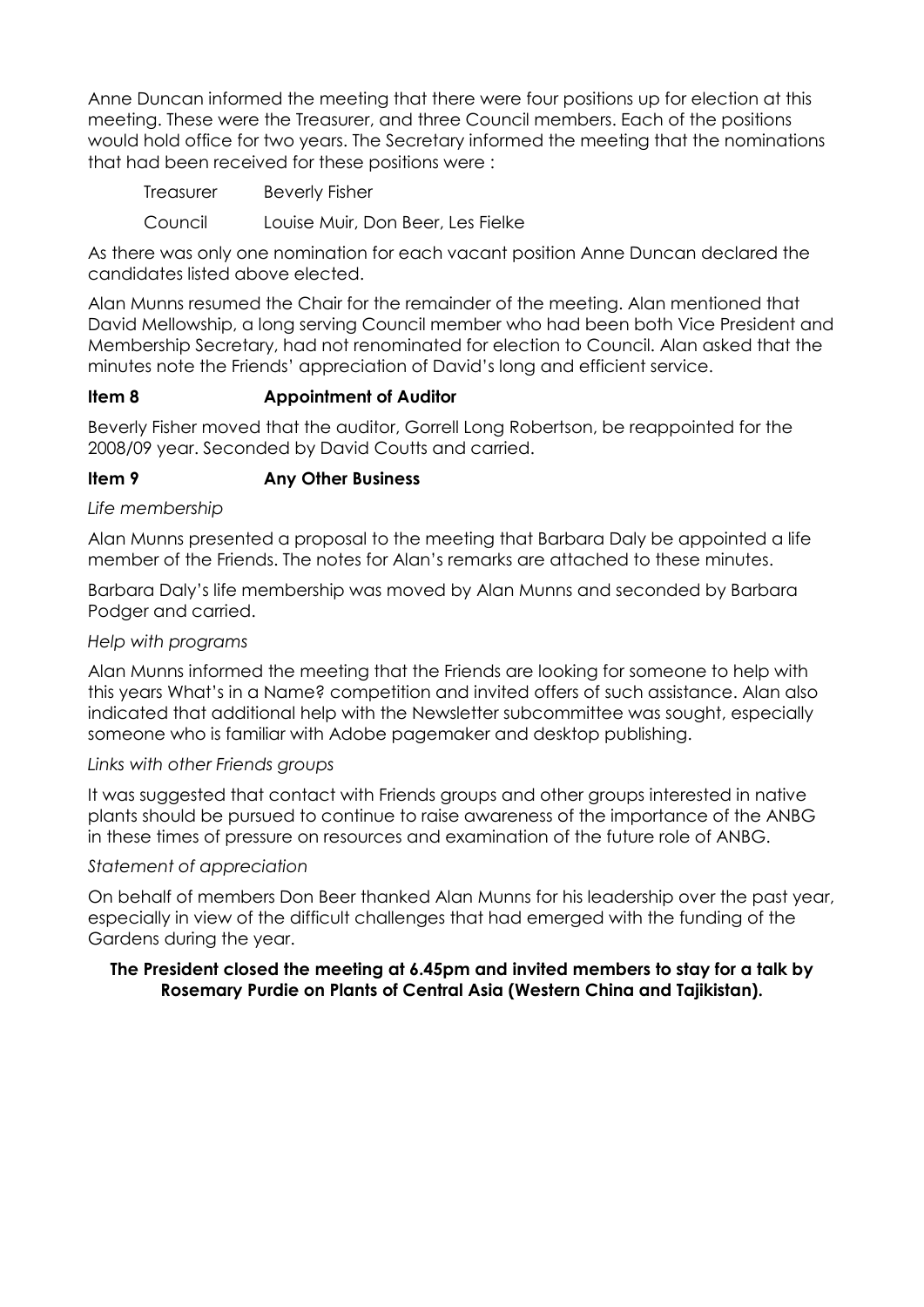Anne Duncan informed the meeting that there were four positions up for election at this meeting. These were the Treasurer, and three Council members. Each of the positions would hold office for two years. The Secretary informed the meeting that the nominations that had been received for these positions were :

| | |
|---|---|
| Treasurer | Beverly Fisher |
| Council | Louise Muir, Don Beer, Les Fielke |

As there was only one nomination for each vacant position Anne Duncan declared the candidates listed above elected.

Alan Munns resumed the Chair for the remainder of the meeting. Alan mentioned that David Mellowship, a long serving Council member who had been both Vice President and Membership Secretary, had not renominated for election to Council. Alan asked that the minutes note the Friends' appreciation of David's long and efficient service.

**Item 8 Appointment of Auditor**

Beverly Fisher moved that the auditor, Gorrell Long Robertson, be reappointed for the 2008/09 year. Seconded by David Coutts and carried.

**Item 9 Any Other Business**

*Life membership*

Alan Munns presented a proposal to the meeting that Barbara Daly be appointed a life member of the Friends. The notes for Alan's remarks are attached to these minutes.

Barbara Daly's life membership was moved by Alan Munns and seconded by Barbara Podger and carried.

*Help with programs*

Alan Munns informed the meeting that the Friends are looking for someone to help with this years What's in a Name? competition and invited offers of such assistance. Alan also indicated that additional help with the Newsletter subcommittee was sought, especially someone who is familiar with Adobe pagemaker and desktop publishing.

*Links with other Friends groups*

It was suggested that contact with Friends groups and other groups interested in native plants should be pursued to continue to raise awareness of the importance of the ANBG in these times of pressure on resources and examination of the future role of ANBG.

*Statement of appreciation*

On behalf of members Don Beer thanked Alan Munns for his leadership over the past year, especially in view of the difficult challenges that had emerged with the funding of the Gardens during the year.

**The President closed the meeting at 6.45pm and invited members to stay for a talk by Rosemary Purdie on Plants of Central Asia (Western China and Tajikistan).**